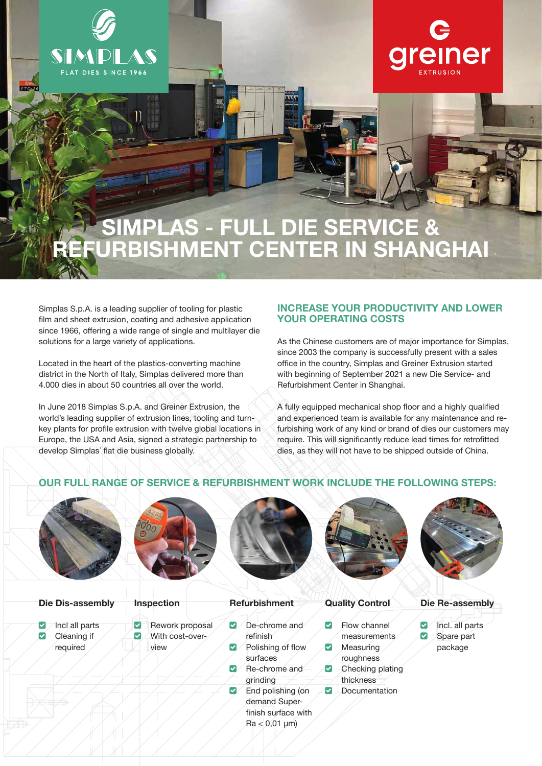SIMPLAS
FLAT DIES SINCE 1966

greiner
EXTRUSION

# SIMPLAS - FULL DIE SERVICE & REFURBISHMENT CENTER IN SHANGHAI

Simplas S.p.A. is a leading supplier of tooling for plastic film and sheet extrusion, coating and adhesive application since 1966, offering a wide range of single and multilayer die solutions for a large variety of applications.

Located in the heart of the plastics-converting machine district in the North of Italy, Simplas delivered more than 4.000 dies in about 50 countries all over the world.

In June 2018 Simplas S.p.A. and Greiner Extrusion, the world's leading supplier of extrusion lines, tooling and turn-key plants for profile extrusion with twelve global locations in Europe, the USA and Asia, signed a strategic partnership to develop Simplas´ flat die business globally.

## INCREASE YOUR PRODUCTIVITY AND LOWER YOUR OPERATING COSTS

As the Chinese customers are of major importance for Simplas, since 2003 the company is successfully present with a sales office in the country, Simplas and Greiner Extrusion started with beginning of September 2021 a new Die Service- and Refurbishment Center in Shanghai.

A fully equipped mechanical shop floor and a highly qualified and experienced team is available for any maintenance and re-furbishing work of any kind or brand of dies our customers may require. This will significantly reduce lead times for retrofitted dies, as they will not have to be shipped outside of China.

## OUR FULL RANGE OF SERVICE & REFURBISHMENT WORK INCLUDE THE FOLLOWING STEPS:

### Die Dis-assembly

- Incl all parts
- Cleaning if required

### Inspection

- Rework proposal
- With cost-over-view

### Refurbishment

- De-chrome and refinish
- Polishing of flow surfaces
- Re-chrome and grinding
- End polishing (on demand Super-finish surface with Ra < 0,01 µm)

### Quality Control

- Flow channel measurements
- Measuring roughness
- Checking plating thickness
- Documentation

### Die Re-assembly

- Incl. all parts
- Spare part package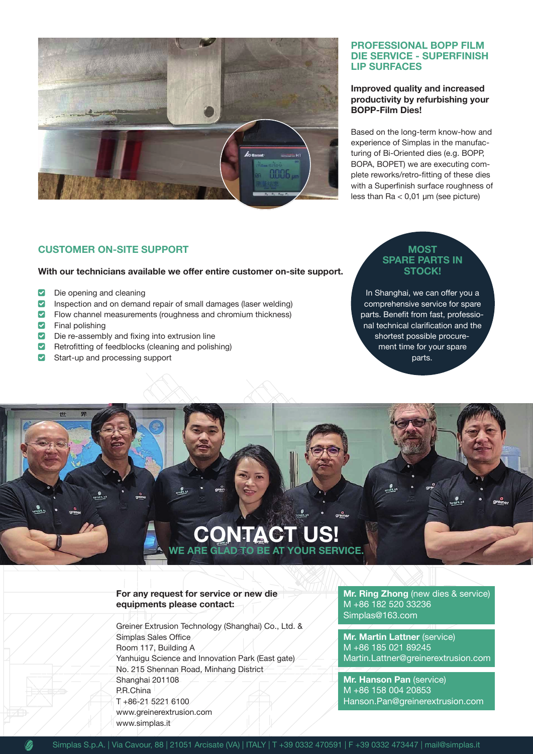## PROFESSIONAL BOPP FILM DIE SERVICE - SUPERFINISH LIP SURFACES

**Improved quality and increased productivity by refurbishing your BOPP-Film Dies!**

Based on the long-term know-how and experience of Simplas in the manufacturing of Bi-Oriented dies (e.g. BOPP, BOPA, BOPET) we are executing complete reworks/retro-fitting of these dies with a Superfinish surface roughness of less than Ra < 0,01 µm (see picture)

## CUSTOMER ON-SITE SUPPORT

**With our technicians available we offer entire customer on-site support.**

- Die opening and cleaning
- Inspection and on demand repair of small damages (laser welding)
- Flow channel measurements (roughness and chromium thickness)
- Final polishing
- Die re-assembly and fixing into extrusion line
- Retrofitting of feedblocks (cleaning and polishing)
- Start-up and processing support

## MOST SPARE PARTS IN STOCK!

In Shanghai, we can offer you a comprehensive service for spare parts. Benefit from fast, professional technical clarification and the shortest possible procurement time for your spare parts.

# CONTACT US!

## WE ARE GLAD TO BE AT YOUR SERVICE.

**For any request for service or new die equipments please contact:**

Greiner Extrusion Technology (Shanghai) Co., Ltd. &
Simplas Sales Office
Room 117, Building A
Yanhuigu Science and Innovation Park (East gate)
No. 215 Shennan Road, Minhang District
Shanghai 201108
P.R.China
T +86-21 5221 6100
www.greinerextrusion.com
www.simplas.it

**Mr. Ring Zhong** (new dies & service)
M +86 182 520 33236
Simplas@163.com

**Mr. Martin Lattner** (service)
M +86 185 021 89245
Martin.Lattner@greinerextrusion.com

**Mr. Hanson Pan** (service)
M +86 158 004 20853
Hanson.Pan@greinerextrusion.com

Simplas S.p.A. | Via Cavour, 88 | 21051 Arcisate (VA) | ITALY | T +39 0332 470591 | F +39 0332 473447 | mail@simplas.it